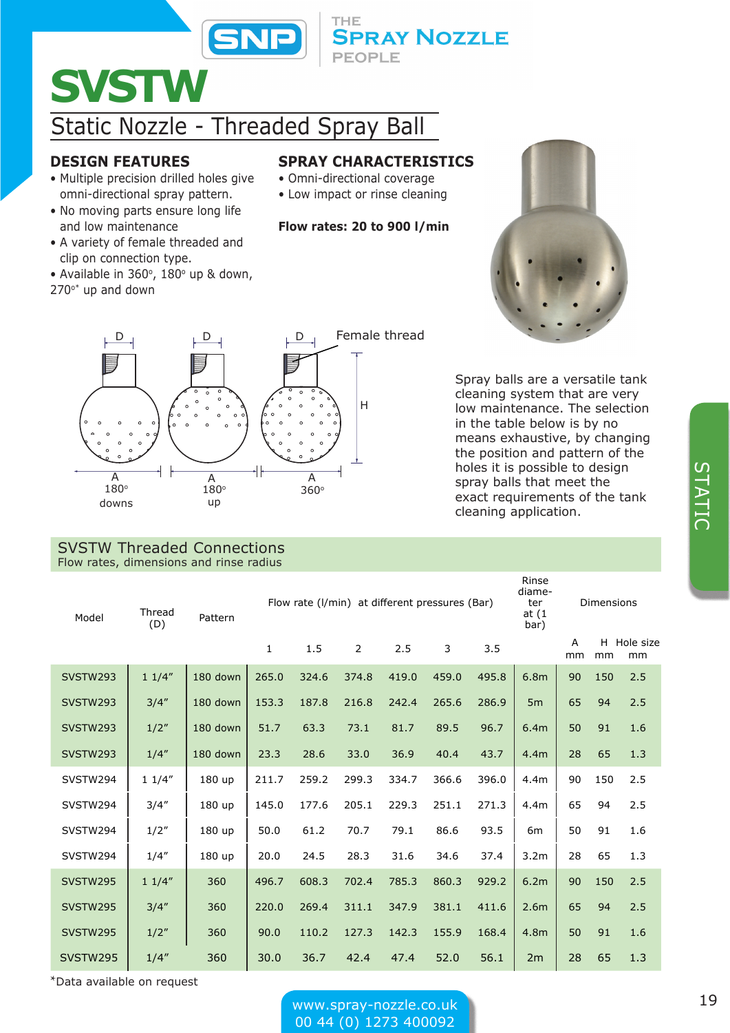# SVSTW

## Static Nozzle - Threaded Spray Ball

### DESIGN FEATURES

- Multiple precision drilled holes give omni-directional spray pattern.
- No moving parts ensure long life and low maintenance
- A variety of female threaded and clip on connection type.
- Available in 360°, 180° up & down, 270°* up and down

### SPRAY CHARACTERISTICS

- Omni-directional coverage
- Low impact or rinse cleaning

**Flow rates: 20 to 900 l/min**

D — Female thread — H

A 180° downs — A 180° up — A 360°

Spray balls are a versatile tank cleaning system that are very low maintenance. The selection in the table below is by no means exhaustive, by changing the position and pattern of the holes it is possible to design spray balls that meet the exact requirements of the tank cleaning application.

## SVSTW Threaded Connections

Flow rates, dimensions and rinse radius

| Model | Thread (D) | Pattern | Flow rate (l/min) at different pressures (Bar) | | | | | | Rinse diameter at (1 bar) | Dimensions | | |
|---|---|---|---|---|---|---|---|---|---|---|---|---|
| | | | 1 | 1.5 | 2 | 2.5 | 3 | 3.5 | | A mm | H mm | Hole size mm |
| SVSTW293 | 1 1/4" | 180 down | 265.0 | 324.6 | 374.8 | 419.0 | 459.0 | 495.8 | 6.8m | 90 | 150 | 2.5 |
| SVSTW293 | 3/4" | 180 down | 153.3 | 187.8 | 216.8 | 242.4 | 265.6 | 286.9 | 5m | 65 | 94 | 2.5 |
| SVSTW293 | 1/2" | 180 down | 51.7 | 63.3 | 73.1 | 81.7 | 89.5 | 96.7 | 6.4m | 50 | 91 | 1.6 |
| SVSTW293 | 1/4" | 180 down | 23.3 | 28.6 | 33.0 | 36.9 | 40.4 | 43.7 | 4.4m | 28 | 65 | 1.3 |
| SVSTW294 | 1 1/4" | 180 up | 211.7 | 259.2 | 299.3 | 334.7 | 366.6 | 396.0 | 4.4m | 90 | 150 | 2.5 |
| SVSTW294 | 3/4" | 180 up | 145.0 | 177.6 | 205.1 | 229.3 | 251.1 | 271.3 | 4.4m | 65 | 94 | 2.5 |
| SVSTW294 | 1/2" | 180 up | 50.0 | 61.2 | 70.7 | 79.1 | 86.6 | 93.5 | 6m | 50 | 91 | 1.6 |
| SVSTW294 | 1/4" | 180 up | 20.0 | 24.5 | 28.3 | 31.6 | 34.6 | 37.4 | 3.2m | 28 | 65 | 1.3 |
| SVSTW295 | 1 1/4" | 360 | 496.7 | 608.3 | 702.4 | 785.3 | 860.3 | 929.2 | 6.2m | 90 | 150 | 2.5 |
| SVSTW295 | 3/4" | 360 | 220.0 | 269.4 | 311.1 | 347.9 | 381.1 | 411.6 | 2.6m | 65 | 94 | 2.5 |
| SVSTW295 | 1/2" | 360 | 90.0 | 110.2 | 127.3 | 142.3 | 155.9 | 168.4 | 4.8m | 50 | 91 | 1.6 |
| SVSTW295 | 1/4" | 360 | 30.0 | 36.7 | 42.4 | 47.4 | 52.0 | 56.1 | 2m | 28 | 65 | 1.3 |

*Data available on request

www.spray-nozzle.co.uk
00 44 (0) 1273 400092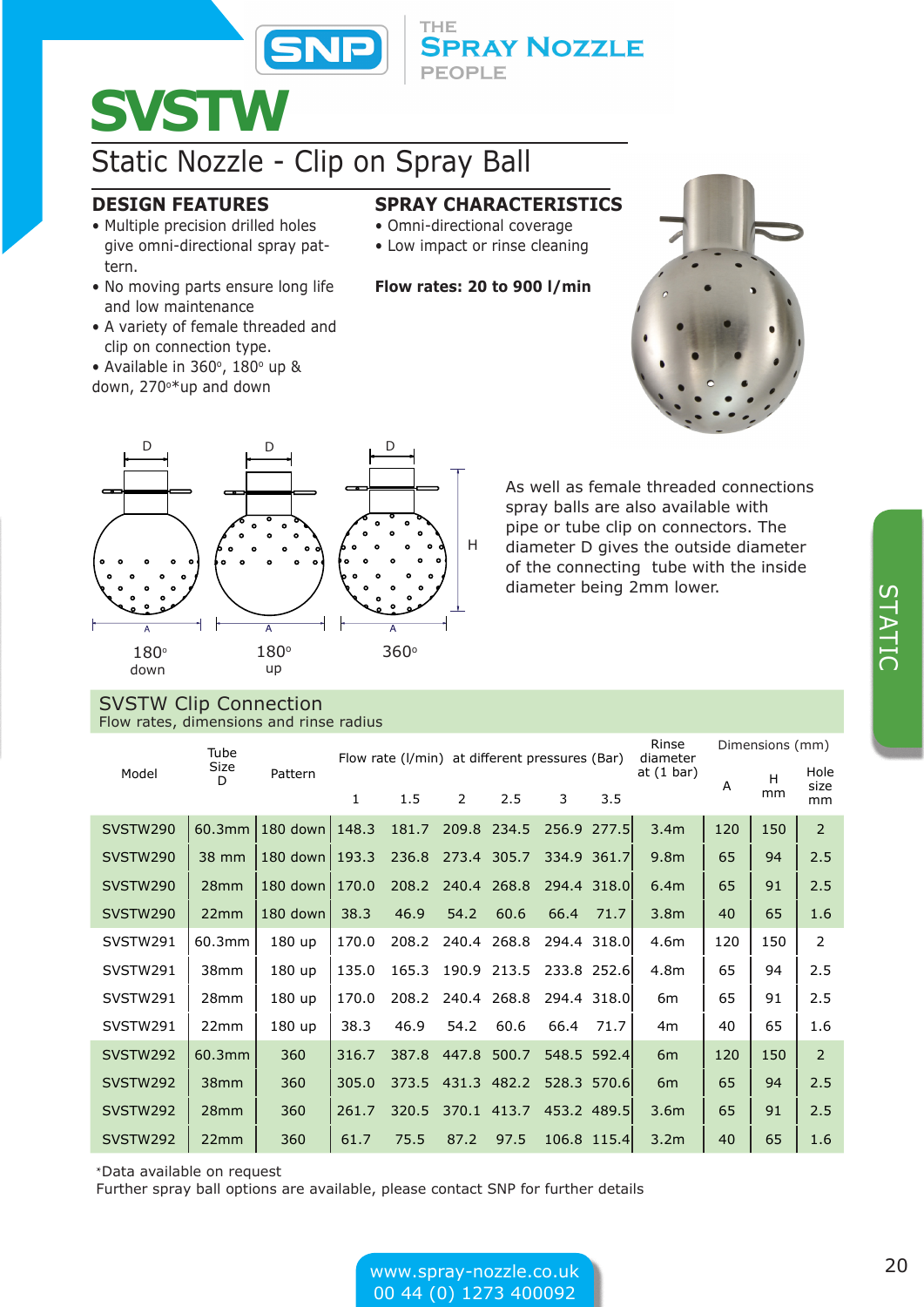THE SPRAY NOZZLE PEOPLE

# SVSTW

## Static Nozzle - Clip on Spray Ball

### DESIGN FEATURES

- Multiple precision drilled holes give omni-directional spray pattern.
- No moving parts ensure long life and low maintenance
- A variety of female threaded and clip on connection type.
- Available in 360°, 180° up & down, 270°*up and down

### SPRAY CHARACTERISTICS

- Omni-directional coverage
- Low impact or rinse cleaning

**Flow rates: 20 to 900 l/min**

D
A
H
180° down
180° up
360°

As well as female threaded connections spray balls are also available with pipe or tube clip on connectors. The diameter D gives the outside diameter of the connecting tube with the inside diameter being 2mm lower.

## SVSTW Clip Connection

Flow rates, dimensions and rinse radius

| Model | Tube Size D | Pattern | Flow rate (l/min) at different pressures (Bar) | | | | | | Rinse diameter at (1 bar) | Dimensions (mm) | | |
|---|---|---|---|---|---|---|---|---|---|---|---|---|
| | | | 1 | 1.5 | 2 | 2.5 | 3 | 3.5 | | A | H mm | Hole size mm |
| SVSTW290 | 60.3mm | 180 down | 148.3 | 181.7 | 209.8 | 234.5 | 256.9 | 277.5 | 3.4m | 120 | 150 | 2 |
| SVSTW290 | 38 mm | 180 down | 193.3 | 236.8 | 273.4 | 305.7 | 334.9 | 361.7 | 9.8m | 65 | 94 | 2.5 |
| SVSTW290 | 28mm | 180 down | 170.0 | 208.2 | 240.4 | 268.8 | 294.4 | 318.0 | 6.4m | 65 | 91 | 2.5 |
| SVSTW290 | 22mm | 180 down | 38.3 | 46.9 | 54.2 | 60.6 | 66.4 | 71.7 | 3.8m | 40 | 65 | 1.6 |
| SVSTW291 | 60.3mm | 180 up | 170.0 | 208.2 | 240.4 | 268.8 | 294.4 | 318.0 | 4.6m | 120 | 150 | 2 |
| SVSTW291 | 38mm | 180 up | 135.0 | 165.3 | 190.9 | 213.5 | 233.8 | 252.6 | 4.8m | 65 | 94 | 2.5 |
| SVSTW291 | 28mm | 180 up | 170.0 | 208.2 | 240.4 | 268.8 | 294.4 | 318.0 | 6m | 65 | 91 | 2.5 |
| SVSTW291 | 22mm | 180 up | 38.3 | 46.9 | 54.2 | 60.6 | 66.4 | 71.7 | 4m | 40 | 65 | 1.6 |
| SVSTW292 | 60.3mm | 360 | 316.7 | 387.8 | 447.8 | 500.7 | 548.5 | 592.4 | 6m | 120 | 150 | 2 |
| SVSTW292 | 38mm | 360 | 305.0 | 373.5 | 431.3 | 482.2 | 528.3 | 570.6 | 6m | 65 | 94 | 2.5 |
| SVSTW292 | 28mm | 360 | 261.7 | 320.5 | 370.1 | 413.7 | 453.2 | 489.5 | 3.6m | 65 | 91 | 2.5 |
| SVSTW292 | 22mm | 360 | 61.7 | 75.5 | 87.2 | 97.5 | 106.8 | 115.4 | 3.2m | 40 | 65 | 1.6 |

*Data available on request
Further spray ball options are available, please contact SNP for further details

STATIC

www.spray-nozzle.co.uk
00 44 (0) 1273 400092